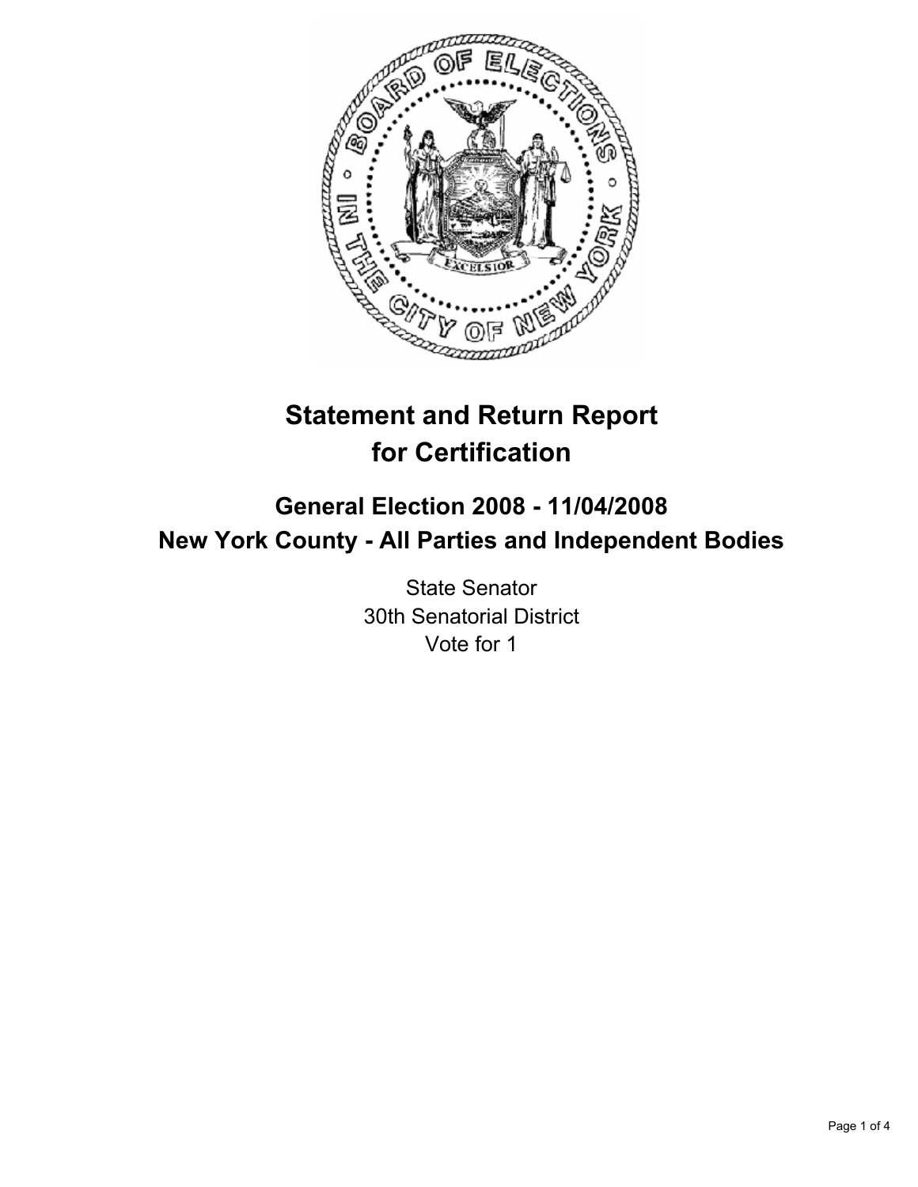# Statement and Return Report for Certification

## General Election 2008 - 11/04/2008
## New York County - All Parties and Independent Bodies

State Senator
30th Senatorial District
Vote for 1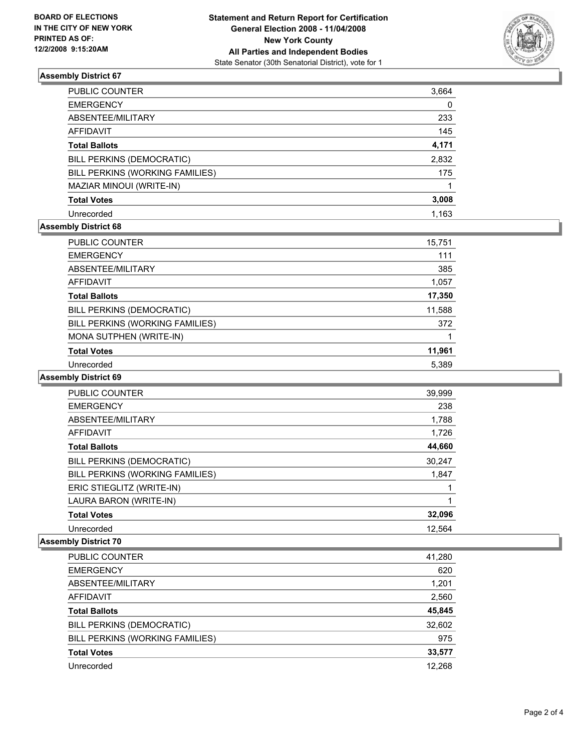**BOARD OF ELECTIONS IN THE CITY OF NEW YORK PRINTED AS OF: 12/2/2008 9:15:20AM**

# Statement and Return Report for Certification General Election 2008 - 11/04/2008 New York County All Parties and Independent Bodies

State Senator (30th Senatorial District), vote for 1

## Assembly District 67

| | |
|---|---|
| PUBLIC COUNTER | 3,664 |
| EMERGENCY | 0 |
| ABSENTEE/MILITARY | 233 |
| AFFIDAVIT | 145 |
| **Total Ballots** | **4,171** |
| BILL PERKINS (DEMOCRATIC) | 2,832 |
| BILL PERKINS (WORKING FAMILIES) | 175 |
| MAZIAR MINOUI (WRITE-IN) | 1 |
| **Total Votes** | **3,008** |
| Unrecorded | 1,163 |

## Assembly District 68

| | |
|---|---|
| PUBLIC COUNTER | 15,751 |
| EMERGENCY | 111 |
| ABSENTEE/MILITARY | 385 |
| AFFIDAVIT | 1,057 |
| **Total Ballots** | **17,350** |
| BILL PERKINS (DEMOCRATIC) | 11,588 |
| BILL PERKINS (WORKING FAMILIES) | 372 |
| MONA SUTPHEN (WRITE-IN) | 1 |
| **Total Votes** | **11,961** |
| Unrecorded | 5,389 |

## Assembly District 69

| | |
|---|---|
| PUBLIC COUNTER | 39,999 |
| EMERGENCY | 238 |
| ABSENTEE/MILITARY | 1,788 |
| AFFIDAVIT | 1,726 |
| **Total Ballots** | **44,660** |
| BILL PERKINS (DEMOCRATIC) | 30,247 |
| BILL PERKINS (WORKING FAMILIES) | 1,847 |
| ERIC STIEGLITZ (WRITE-IN) | 1 |
| LAURA BARON (WRITE-IN) | 1 |
| **Total Votes** | **32,096** |
| Unrecorded | 12,564 |

## Assembly District 70

| | |
|---|---|
| PUBLIC COUNTER | 41,280 |
| EMERGENCY | 620 |
| ABSENTEE/MILITARY | 1,201 |
| AFFIDAVIT | 2,560 |
| **Total Ballots** | **45,845** |
| BILL PERKINS (DEMOCRATIC) | 32,602 |
| BILL PERKINS (WORKING FAMILIES) | 975 |
| **Total Votes** | **33,577** |
| Unrecorded | 12,268 |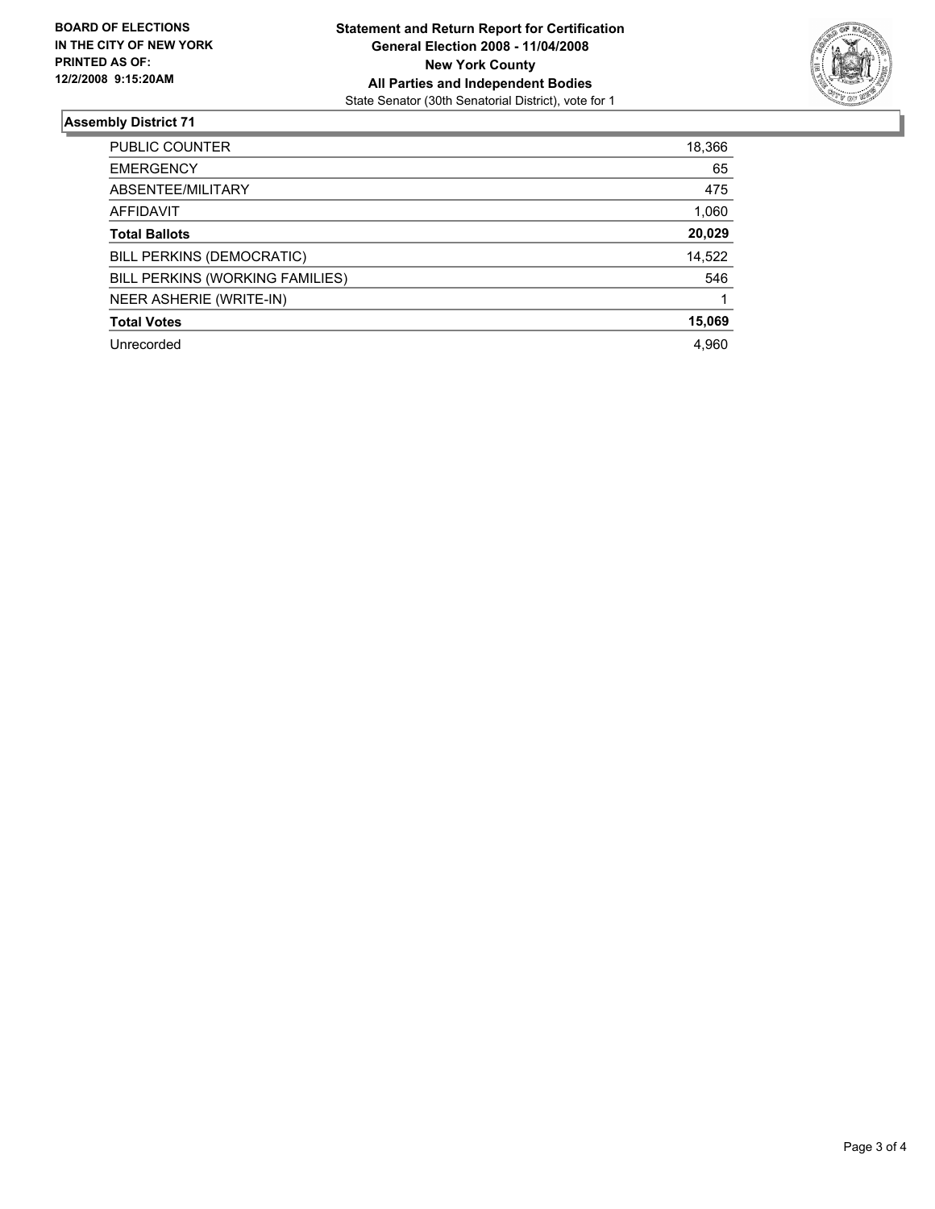**BOARD OF ELECTIONS IN THE CITY OF NEW YORK PRINTED AS OF: 12/2/2008 9:15:20AM**

**Statement and Return Report for Certification**
**General Election 2008 - 11/04/2008**
**New York County**
**All Parties and Independent Bodies**
State Senator (30th Senatorial District), vote for 1

## Assembly District 71

| | |
|---|---|
| PUBLIC COUNTER | 18,366 |
| EMERGENCY | 65 |
| ABSENTEE/MILITARY | 475 |
| AFFIDAVIT | 1,060 |
| **Total Ballots** | **20,029** |
| BILL PERKINS (DEMOCRATIC) | 14,522 |
| BILL PERKINS (WORKING FAMILIES) | 546 |
| NEER ASHERIE (WRITE-IN) | 1 |
| **Total Votes** | **15,069** |
| Unrecorded | 4,960 |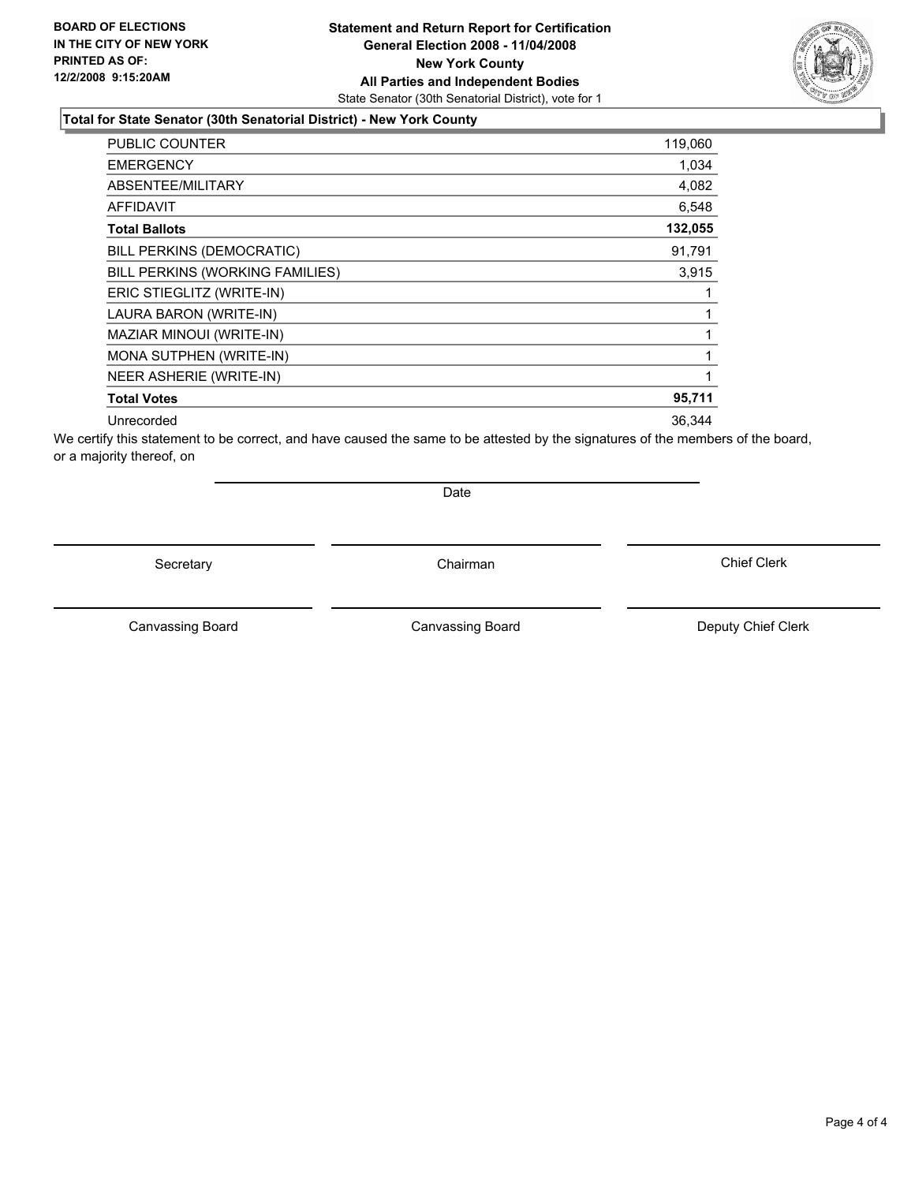**BOARD OF ELECTIONS IN THE CITY OF NEW YORK PRINTED AS OF: 12/2/2008 9:15:20AM**

**Statement and Return Report for Certification**
**General Election 2008 - 11/04/2008**
**New York County**
**All Parties and Independent Bodies**
State Senator (30th Senatorial District), vote for 1

### Total for State Senator (30th Senatorial District) - New York County

| | |
|---|---|
| PUBLIC COUNTER | 119,060 |
| EMERGENCY | 1,034 |
| ABSENTEE/MILITARY | 4,082 |
| AFFIDAVIT | 6,548 |
| **Total Ballots** | **132,055** |
| BILL PERKINS (DEMOCRATIC) | 91,791 |
| BILL PERKINS (WORKING FAMILIES) | 3,915 |
| ERIC STIEGLITZ (WRITE-IN) | 1 |
| LAURA BARON (WRITE-IN) | 1 |
| MAZIAR MINOUI (WRITE-IN) | 1 |
| MONA SUTPHEN (WRITE-IN) | 1 |
| NEER ASHERIE (WRITE-IN) | 1 |
| **Total Votes** | **95,711** |
| Unrecorded | 36,344 |

We certify this statement to be correct, and have caused the same to be attested by the signatures of the members of the board, or a majority thereof, on

Date

| | | |
|---|---|---|
| Secretary | Chairman | Chief Clerk |
| Canvassing Board | Canvassing Board | Deputy Chief Clerk |